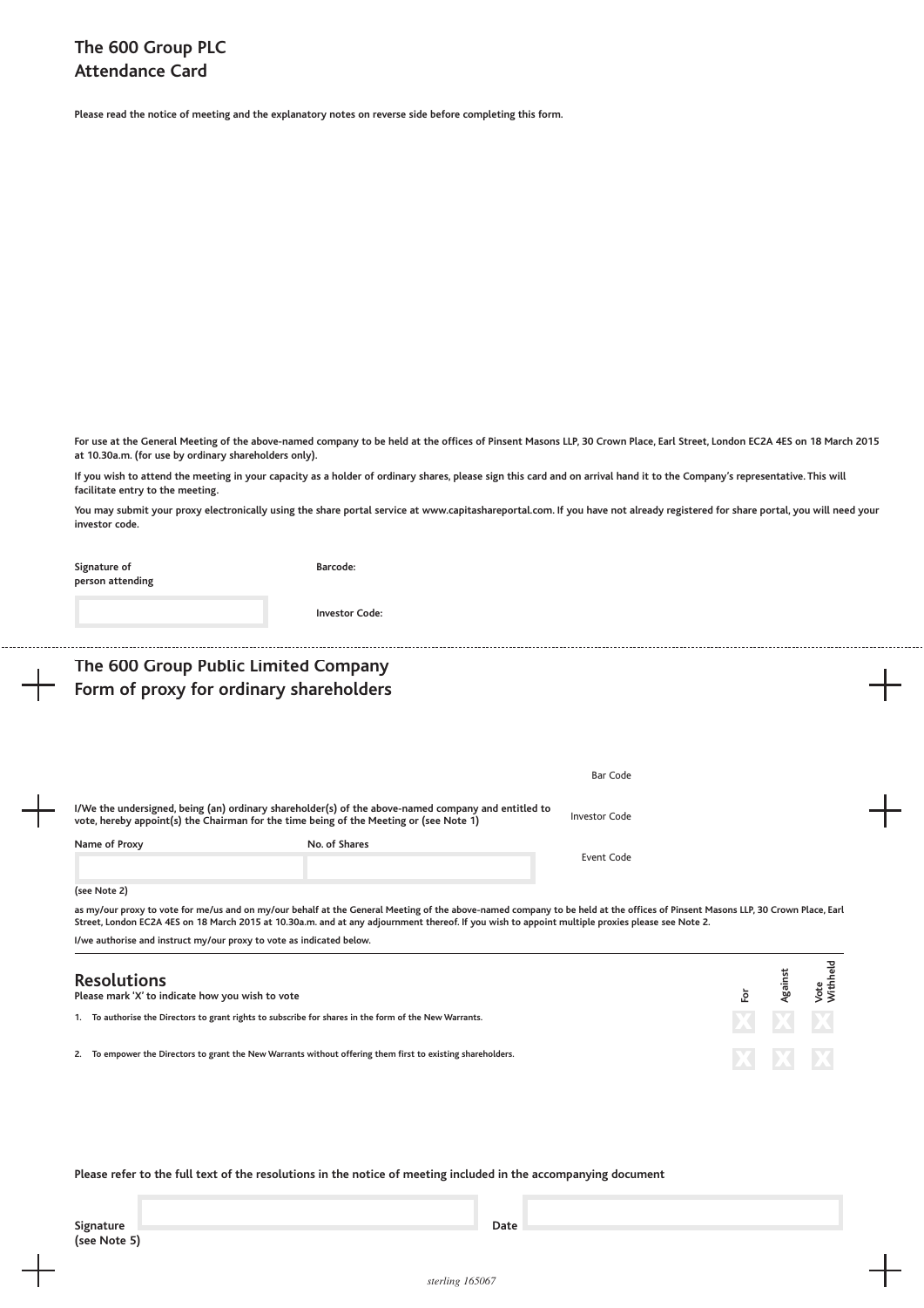# The 600 Group PLC
# Attendance Card

**Please read the notice of meeting and the explanatory notes on reverse side before completing this form.**

**For use at the General Meeting of the above-named company to be held at the offices of Pinsent Masons LLP, 30 Crown Place, Earl Street, London EC2A 4ES on 18 March 2015 at 10.30a.m. (for use by ordinary shareholders only).**

**If you wish to attend the meeting in your capacity as a holder of ordinary shares, please sign this card and on arrival hand it to the Company's representative. This will facilitate entry to the meeting.**

**You may submit your proxy electronically using the share portal service at www.capitashareportal.com. If you have not already registered for share portal, you will need your investor code.**

**Signature of person attending**

**Barcode:**

**Investor Code:**

---

# The 600 Group Public Limited Company
# Form of proxy for ordinary shareholders

Bar Code

**I/We the undersigned, being (an) ordinary shareholder(s) of the above-named company and entitled to vote, hereby appoint(s) the Chairman for the time being of the Meeting or (see Note 1)**

Investor Code

**Name of Proxy** | **No. of Shares**

Event Code

**(see Note 2)**

**as my/our proxy to vote for me/us and on my/our behalf at the General Meeting of the above-named company to be held at the offices of Pinsent Masons LLP, 30 Crown Place, Earl Street, London EC2A 4ES on 18 March 2015 at 10.30a.m. and at any adjournment thereof. If you wish to appoint multiple proxies please see Note 2.**

**I/we authorise and instruct my/our proxy to vote as indicated below.**

## Resolutions

**Please mark 'X' to indicate how you wish to vote**

| Resolution | For | Against | Vote Withheld |
|---|---|---|---|
| 1. To authorise the Directors to grant rights to subscribe for shares in the form of the New Warrants. | X | X | X |
| 2. To empower the Directors to grant the New Warrants without offering them first to existing shareholders. | X | X | X |

**Please refer to the full text of the resolutions in the notice of meeting included in the accompanying document**

**Signature (see Note 5)** | **Date**

*sterling 165067*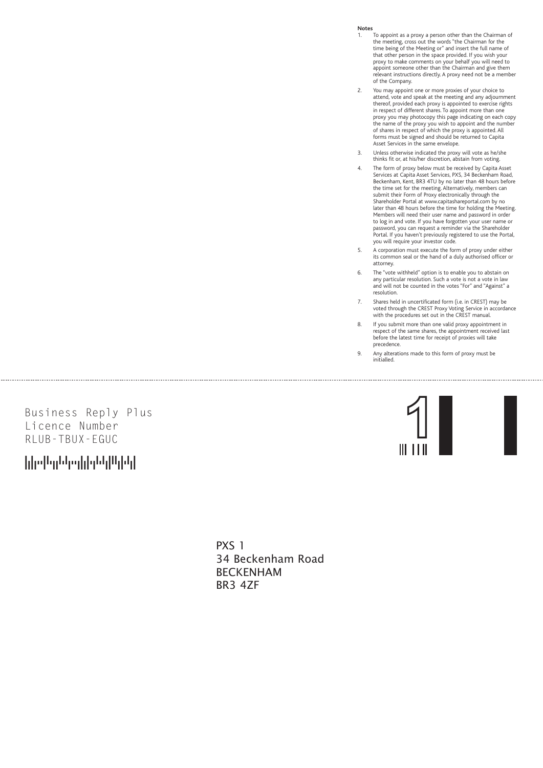**Notes**

1. To appoint as a proxy a person other than the Chairman of the meeting, cross out the words "the Chairman for the time being of the Meeting or" and insert the full name of that other person in the space provided. If you wish your proxy to make comments on your behalf you will need to appoint someone other than the Chairman and give them relevant instructions directly. A proxy need not be a member of the Company.
2. You may appoint one or more proxies of your choice to attend, vote and speak at the meeting and any adjournment thereof, provided each proxy is appointed to exercise rights in respect of different shares. To appoint more than one proxy you may photocopy this page indicating on each copy the name of the proxy you wish to appoint and the number of shares in respect of which the proxy is appointed. All forms must be signed and should be returned to Capita Asset Services in the same envelope.
3. Unless otherwise indicated the proxy will vote as he/she thinks fit or, at his/her discretion, abstain from voting.
4. The form of proxy below must be received by Capita Asset Services at Capita Asset Services, PXS, 34 Beckenham Road, Beckenham, Kent, BR3 4TU by no later than 48 hours before the time set for the meeting. Alternatively, members can submit their Form of Proxy electronically through the Shareholder Portal at www.capitashareportal.com by no later than 48 hours before the time for holding the Meeting. Members will need their user name and password in order to log in and vote. If you have forgotten your user name or password, you can request a reminder via the Shareholder Portal. If you haven't previously registered to use the Portal, you will require your investor code.
5. A corporation must execute the form of proxy under either its common seal or the hand of a duly authorised officer or attorney.
6. The "vote withheld" option is to enable you to abstain on any particular resolution. Such a vote is not a vote in law and will not be counted in the votes "For" and "Against" a resolution.
7. Shares held in uncertificated form (i.e. in CREST) may be voted through the CREST Proxy Voting Service in accordance with the procedures set out in the CREST manual.
8. If you submit more than one valid proxy appointment in respect of the same shares, the appointment received last before the latest time for receipt of proxies will take precedence.
9. Any alterations made to this form of proxy must be initialled.

Business Reply Plus
Licence Number
RLUB-TBUX-EGUC

1

PXS 1
34 Beckenham Road
BECKENHAM
BR3 4ZF